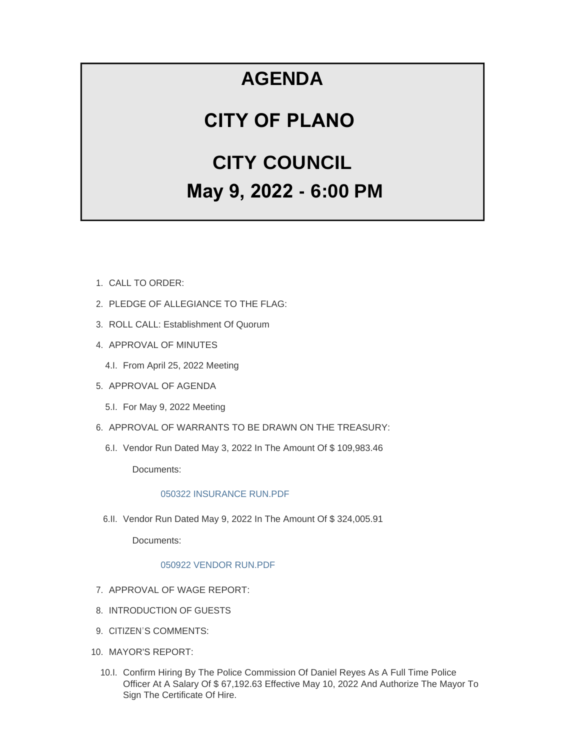# AGENDA

# CITY OF PLANO

# CITY COUNCIL

# May 9, 2022 - 6:00 PM

1. CALL TO ORDER:
2. PLEDGE OF ALLEGIANCE TO THE FLAG:
3. ROLL CALL: Establishment Of Quorum
4. APPROVAL OF MINUTES
   - 4.I. From April 25, 2022 Meeting
5. APPROVAL OF AGENDA
   - 5.I. For May 9, 2022 Meeting
6. APPROVAL OF WARRANTS TO BE DRAWN ON THE TREASURY:
   - 6.I. Vendor Run Dated May 3, 2022 In The Amount Of $ 109,983.46

     Documents:

     050322 INSURANCE RUN.PDF

   - 6.II. Vendor Run Dated May 9, 2022 In The Amount Of $ 324,005.91

     Documents:

     050922 VENDOR RUN.PDF

7. APPROVAL OF WAGE REPORT:
8. INTRODUCTION OF GUESTS
9. CITIZEN'S COMMENTS:
10. MAYOR'S REPORT:
    - 10.I. Confirm Hiring By The Police Commission Of Daniel Reyes As A Full Time Police Officer At A Salary Of $ 67,192.63 Effective May 10, 2022 And Authorize The Mayor To Sign The Certificate Of Hire.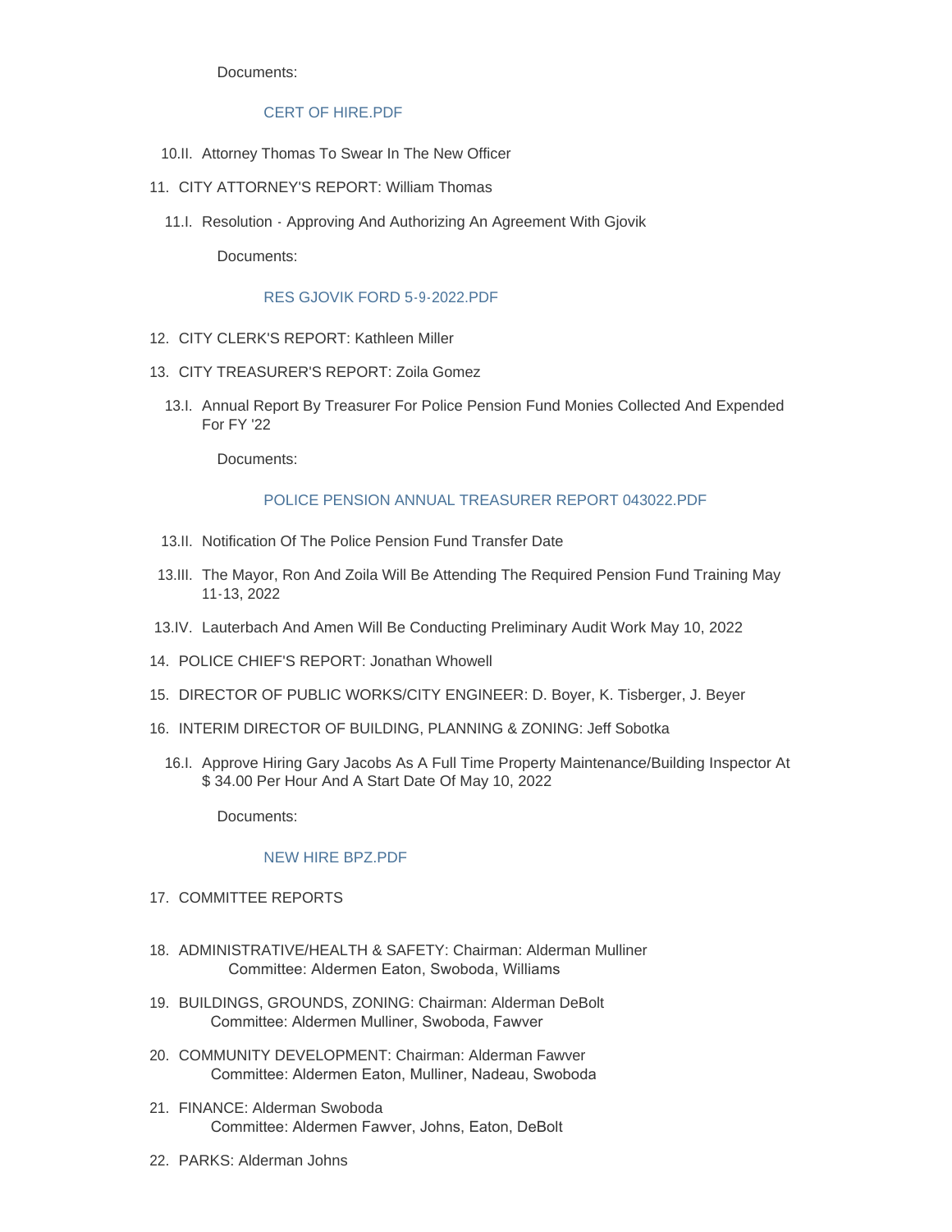Documents:

CERT OF HIRE.PDF

10.II. Attorney Thomas To Swear In The New Officer

11. CITY ATTORNEY'S REPORT: William Thomas

11.I. Resolution - Approving And Authorizing An Agreement With Gjovik

Documents:

RES GJOVIK FORD 5-9-2022.PDF

12. CITY CLERK'S REPORT: Kathleen Miller

13. CITY TREASURER'S REPORT: Zoila Gomez

13.I. Annual Report By Treasurer For Police Pension Fund Monies Collected And Expended For FY '22

Documents:

POLICE PENSION ANNUAL TREASURER REPORT 043022.PDF

13.II. Notification Of The Police Pension Fund Transfer Date

13.III. The Mayor, Ron And Zoila Will Be Attending The Required Pension Fund Training May 11-13, 2022

13.IV. Lauterbach And Amen Will Be Conducting Preliminary Audit Work May 10, 2022

14. POLICE CHIEF'S REPORT: Jonathan Whowell

15. DIRECTOR OF PUBLIC WORKS/CITY ENGINEER: D. Boyer, K. Tisberger, J. Beyer

16. INTERIM DIRECTOR OF BUILDING, PLANNING & ZONING: Jeff Sobotka

16.I. Approve Hiring Gary Jacobs As A Full Time Property Maintenance/Building Inspector At $ 34.00 Per Hour And A Start Date Of May 10, 2022

Documents:

NEW HIRE BPZ.PDF

17. COMMITTEE REPORTS

18. ADMINISTRATIVE/HEALTH & SAFETY: Chairman: Alderman Mulliner
Committee: Aldermen Eaton, Swoboda, Williams

19. BUILDINGS, GROUNDS, ZONING: Chairman: Alderman DeBolt
Committee: Aldermen Mulliner, Swoboda, Fawver

20. COMMUNITY DEVELOPMENT: Chairman: Alderman Fawver
Committee: Aldermen Eaton, Mulliner, Nadeau, Swoboda

21. FINANCE: Alderman Swoboda
Committee: Aldermen Fawver, Johns, Eaton, DeBolt

22. PARKS: Alderman Johns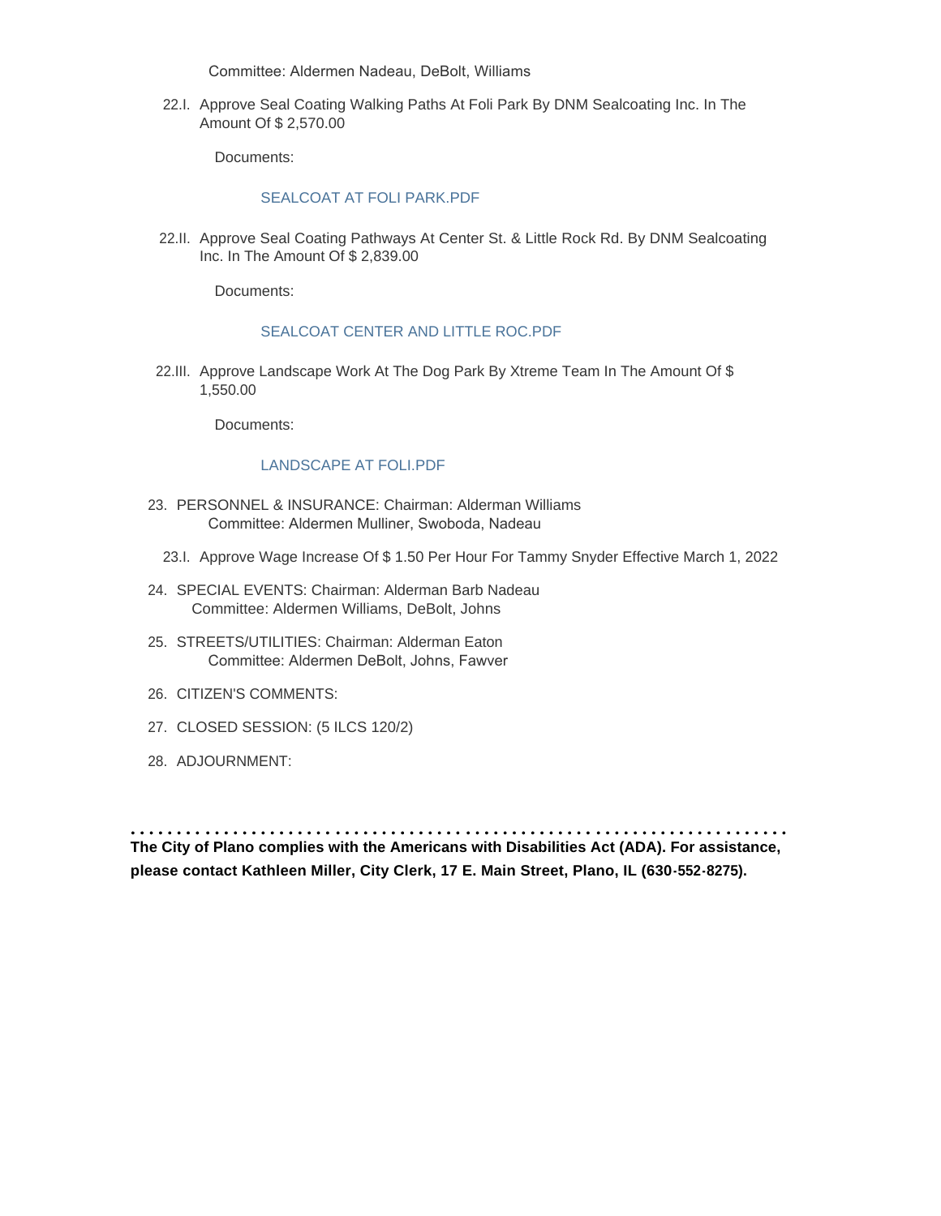Committee: Aldermen Nadeau, DeBolt, Williams

22.I. Approve Seal Coating Walking Paths At Foli Park By DNM Sealcoating Inc. In The Amount Of $ 2,570.00

Documents:

SEALCOAT AT FOLI PARK.PDF

22.II. Approve Seal Coating Pathways At Center St. & Little Rock Rd. By DNM Sealcoating Inc. In The Amount Of $ 2,839.00

Documents:

SEALCOAT CENTER AND LITTLE ROC.PDF

22.III. Approve Landscape Work At The Dog Park By Xtreme Team In The Amount Of $ 1,550.00

Documents:

LANDSCAPE AT FOLI.PDF

23. PERSONNEL & INSURANCE: Chairman: Alderman Williams
    Committee: Aldermen Mulliner, Swoboda, Nadeau

23.I. Approve Wage Increase Of $ 1.50 Per Hour For Tammy Snyder Effective March 1, 2022

24. SPECIAL EVENTS: Chairman: Alderman Barb Nadeau
    Committee: Aldermen Williams, DeBolt, Johns

25. STREETS/UTILITIES: Chairman: Alderman Eaton
    Committee: Aldermen DeBolt, Johns, Fawver

26. CITIZEN'S COMMENTS:

27. CLOSED SESSION: (5 ILCS 120/2)

28. ADJOURNMENT:

**The City of Plano complies with the Americans with Disabilities Act (ADA). For assistance, please contact Kathleen Miller, City Clerk, 17 E. Main Street, Plano, IL (630-552-8275).**